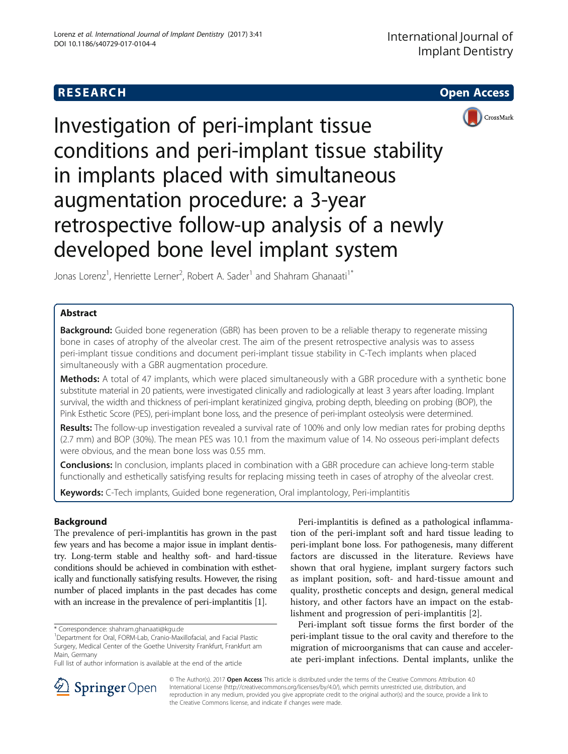RESEARCH Open Access

# Investigation of peri-implant tissue conditions and peri-implant tissue stability in implants placed with simultaneous augmentation procedure: a 3-year retrospective follow-up analysis of a newly developed bone level implant system

Jonas Lorenz[1], Henriette Lerner[2], Robert A. Sader[1] and Shahram Ghanaati[1*]

## Abstract

**Background:** Guided bone regeneration (GBR) has been proven to be a reliable therapy to regenerate missing bone in cases of atrophy of the alveolar crest. The aim of the present retrospective analysis was to assess peri-implant tissue conditions and document peri-implant tissue stability in C-Tech implants when placed simultaneously with a GBR augmentation procedure.

**Methods:** A total of 47 implants, which were placed simultaneously with a GBR procedure with a synthetic bone substitute material in 20 patients, were investigated clinically and radiologically at least 3 years after loading. Implant survival, the width and thickness of peri-implant keratinized gingiva, probing depth, bleeding on probing (BOP), the Pink Esthetic Score (PES), peri-implant bone loss, and the presence of peri-implant osteolysis were determined.

**Results:** The follow-up investigation revealed a survival rate of 100% and only low median rates for probing depths (2.7 mm) and BOP (30%). The mean PES was 10.1 from the maximum value of 14. No osseous peri-implant defects were obvious, and the mean bone loss was 0.55 mm.

**Conclusions:** In conclusion, implants placed in combination with a GBR procedure can achieve long-term stable functionally and esthetically satisfying results for replacing missing teeth in cases of atrophy of the alveolar crest.

**Keywords:** C-Tech implants, Guided bone regeneration, Oral implantology, Peri-implantitis

## Background

The prevalence of peri-implantitis has grown in the past few years and has become a major issue in implant dentistry. Long-term stable and healthy soft- and hard-tissue conditions should be achieved in combination with esthetically and functionally satisfying results. However, the rising number of placed implants in the past decades has come with an increase in the prevalence of peri-implantitis [1].

Peri-implantitis is defined as a pathological inflammation of the peri-implant soft and hard tissue leading to peri-implant bone loss. For pathogenesis, many different factors are discussed in the literature. Reviews have shown that oral hygiene, implant surgery factors such as implant position, soft- and hard-tissue amount and quality, prosthetic concepts and design, general medical history, and other factors have an impact on the establishment and progression of peri-implantitis [2].

Peri-implant soft tissue forms the first border of the peri-implant tissue to the oral cavity and therefore to the migration of microorganisms that can cause and accelerate peri-implant infections. Dental implants, unlike the

\* Correspondence: shahram.ghanaati@kgu.de
[1]Department for Oral, FORM-Lab, Cranio-Maxillofacial, and Facial Plastic Surgery, Medical Center of the Goethe University Frankfurt, Frankfurt am Main, Germany
Full list of author information is available at the end of the article

© The Author(s). 2017 **Open Access** This article is distributed under the terms of the Creative Commons Attribution 4.0 International License (http://creativecommons.org/licenses/by/4.0/), which permits unrestricted use, distribution, and reproduction in any medium, provided you give appropriate credit to the original author(s) and the source, provide a link to the Creative Commons license, and indicate if changes were made.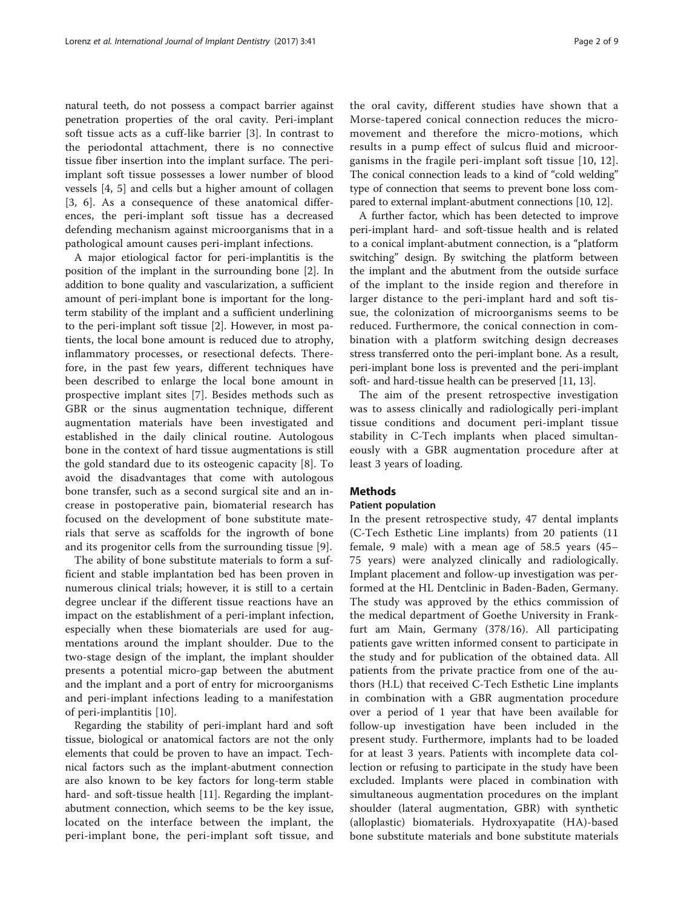natural teeth, do not possess a compact barrier against penetration properties of the oral cavity. Peri-implant soft tissue acts as a cuff-like barrier [3]. In contrast to the periodontal attachment, there is no connective tissue fiber insertion into the implant surface. The peri-implant soft tissue possesses a lower number of blood vessels [4, 5] and cells but a higher amount of collagen [3, 6]. As a consequence of these anatomical differences, the peri-implant soft tissue has a decreased defending mechanism against microorganisms that in a pathological amount causes peri-implant infections.

A major etiological factor for peri-implantitis is the position of the implant in the surrounding bone [2]. In addition to bone quality and vascularization, a sufficient amount of peri-implant bone is important for the long-term stability of the implant and a sufficient underlining to the peri-implant soft tissue [2]. However, in most patients, the local bone amount is reduced due to atrophy, inflammatory processes, or resectional defects. Therefore, in the past few years, different techniques have been described to enlarge the local bone amount in prospective implant sites [7]. Besides methods such as GBR or the sinus augmentation technique, different augmentation materials have been investigated and established in the daily clinical routine. Autologous bone in the context of hard tissue augmentations is still the gold standard due to its osteogenic capacity [8]. To avoid the disadvantages that come with autologous bone transfer, such as a second surgical site and an increase in postoperative pain, biomaterial research has focused on the development of bone substitute materials that serve as scaffolds for the ingrowth of bone and its progenitor cells from the surrounding tissue [9].

The ability of bone substitute materials to form a sufficient and stable implantation bed has been proven in numerous clinical trials; however, it is still to a certain degree unclear if the different tissue reactions have an impact on the establishment of a peri-implant infection, especially when these biomaterials are used for augmentations around the implant shoulder. Due to the two-stage design of the implant, the implant shoulder presents a potential micro-gap between the abutment and the implant and a port of entry for microorganisms and peri-implant infections leading to a manifestation of peri-implantitis [10].

Regarding the stability of peri-implant hard and soft tissue, biological or anatomical factors are not the only elements that could be proven to have an impact. Technical factors such as the implant-abutment connection are also known to be key factors for long-term stable hard- and soft-tissue health [11]. Regarding the implant-abutment connection, which seems to be the key issue, located on the interface between the implant, the peri-implant bone, the peri-implant soft tissue, and the oral cavity, different studies have shown that a Morse-tapered conical connection reduces the micro-movement and therefore the micro-motions, which results in a pump effect of sulcus fluid and microorganisms in the fragile peri-implant soft tissue [10, 12]. The conical connection leads to a kind of "cold welding" type of connection that seems to prevent bone loss compared to external implant-abutment connections [10, 12].

A further factor, which has been detected to improve peri-implant hard- and soft-tissue health and is related to a conical implant-abutment connection, is a "platform switching" design. By switching the platform between the implant and the abutment from the outside surface of the implant to the inside region and therefore in larger distance to the peri-implant hard and soft tissue, the colonization of microorganisms seems to be reduced. Furthermore, the conical connection in combination with a platform switching design decreases stress transferred onto the peri-implant bone. As a result, peri-implant bone loss is prevented and the peri-implant soft- and hard-tissue health can be preserved [11, 13].

The aim of the present retrospective investigation was to assess clinically and radiologically peri-implant tissue conditions and document peri-implant tissue stability in C-Tech implants when placed simultaneously with a GBR augmentation procedure after at least 3 years of loading.

## Methods

### Patient population

In the present retrospective study, 47 dental implants (C-Tech Esthetic Line implants) from 20 patients (11 female, 9 male) with a mean age of 58.5 years (45–75 years) were analyzed clinically and radiologically. Implant placement and follow-up investigation was performed at the HL Dentclinic in Baden-Baden, Germany. The study was approved by the ethics commission of the medical department of Goethe University in Frankfurt am Main, Germany (378/16). All participating patients gave written informed consent to participate in the study and for publication of the obtained data. All patients from the private practice from one of the authors (H.L) that received C-Tech Esthetic Line implants in combination with a GBR augmentation procedure over a period of 1 year that have been available for follow-up investigation have been included in the present study. Furthermore, implants had to be loaded for at least 3 years. Patients with incomplete data collection or refusing to participate in the study have been excluded. Implants were placed in combination with simultaneous augmentation procedures on the implant shoulder (lateral augmentation, GBR) with synthetic (alloplastic) biomaterials. Hydroxyapatite (HA)-based bone substitute materials and bone substitute materials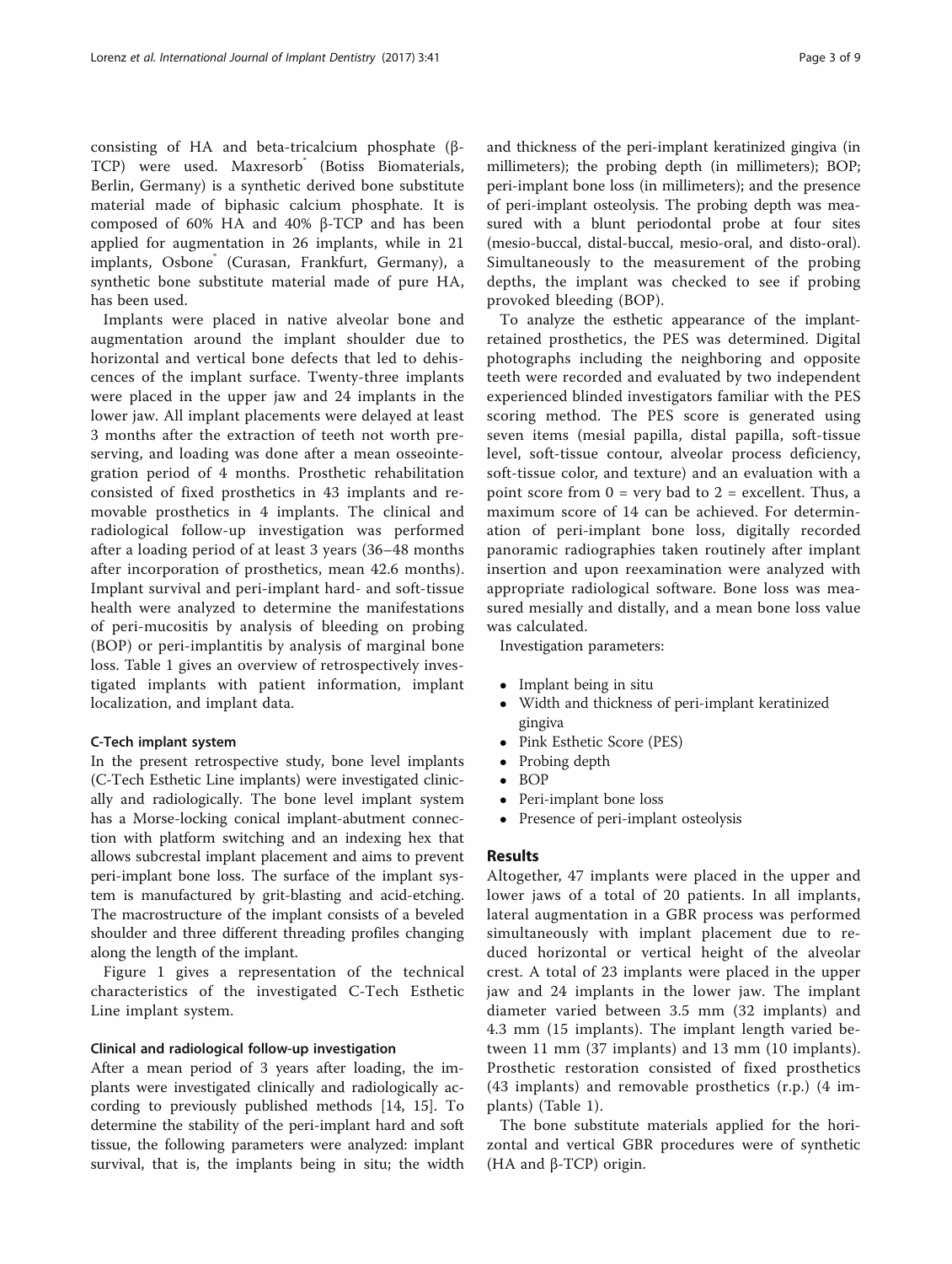consisting of HA and beta-tricalcium phosphate (β-TCP) were used. Maxresorb® (Botiss Biomaterials, Berlin, Germany) is a synthetic derived bone substitute material made of biphasic calcium phosphate. It is composed of 60% HA and 40% β-TCP and has been applied for augmentation in 26 implants, while in 21 implants, Osbone® (Curasan, Frankfurt, Germany), a synthetic bone substitute material made of pure HA, has been used.

Implants were placed in native alveolar bone and augmentation around the implant shoulder due to horizontal and vertical bone defects that led to dehiscences of the implant surface. Twenty-three implants were placed in the upper jaw and 24 implants in the lower jaw. All implant placements were delayed at least 3 months after the extraction of teeth not worth preserving, and loading was done after a mean osseointegration period of 4 months. Prosthetic rehabilitation consisted of fixed prosthetics in 43 implants and removable prosthetics in 4 implants. The clinical and radiological follow-up investigation was performed after a loading period of at least 3 years (36–48 months after incorporation of prosthetics, mean 42.6 months). Implant survival and peri-implant hard- and soft-tissue health were analyzed to determine the manifestations of peri-mucositis by analysis of bleeding on probing (BOP) or peri-implantitis by analysis of marginal bone loss. Table 1 gives an overview of retrospectively investigated implants with patient information, implant localization, and implant data.

### C-Tech implant system

In the present retrospective study, bone level implants (C-Tech Esthetic Line implants) were investigated clinically and radiologically. The bone level implant system has a Morse-locking conical implant-abutment connection with platform switching and an indexing hex that allows subcrestal implant placement and aims to prevent peri-implant bone loss. The surface of the implant system is manufactured by grit-blasting and acid-etching. The macrostructure of the implant consists of a beveled shoulder and three different threading profiles changing along the length of the implant.

Figure 1 gives a representation of the technical characteristics of the investigated C-Tech Esthetic Line implant system.

### Clinical and radiological follow-up investigation

After a mean period of 3 years after loading, the implants were investigated clinically and radiologically according to previously published methods [14, 15]. To determine the stability of the peri-implant hard and soft tissue, the following parameters were analyzed: implant survival, that is, the implants being in situ; the width and thickness of the peri-implant keratinized gingiva (in millimeters); the probing depth (in millimeters); BOP; peri-implant bone loss (in millimeters); and the presence of peri-implant osteolysis. The probing depth was measured with a blunt periodontal probe at four sites (mesio-buccal, distal-buccal, mesio-oral, and disto-oral). Simultaneously to the measurement of the probing depths, the implant was checked to see if probing provoked bleeding (BOP).

To analyze the esthetic appearance of the implant-retained prosthetics, the PES was determined. Digital photographs including the neighboring and opposite teeth were recorded and evaluated by two independent experienced blinded investigators familiar with the PES scoring method. The PES score is generated using seven items (mesial papilla, distal papilla, soft-tissue level, soft-tissue contour, alveolar process deficiency, soft-tissue color, and texture) and an evaluation with a point score from 0 = very bad to 2 = excellent. Thus, a maximum score of 14 can be achieved. For determination of peri-implant bone loss, digitally recorded panoramic radiographies taken routinely after implant insertion and upon reexamination were analyzed with appropriate radiological software. Bone loss was measured mesially and distally, and a mean bone loss value was calculated.

Investigation parameters:

- Implant being in situ
- Width and thickness of peri-implant keratinized gingiva
- Pink Esthetic Score (PES)
- Probing depth
- BOP
- Peri-implant bone loss
- Presence of peri-implant osteolysis

## Results

Altogether, 47 implants were placed in the upper and lower jaws of a total of 20 patients. In all implants, lateral augmentation in a GBR process was performed simultaneously with implant placement due to reduced horizontal or vertical height of the alveolar crest. A total of 23 implants were placed in the upper jaw and 24 implants in the lower jaw. The implant diameter varied between 3.5 mm (32 implants) and 4.3 mm (15 implants). The implant length varied between 11 mm (37 implants) and 13 mm (10 implants). Prosthetic restoration consisted of fixed prosthetics (43 implants) and removable prosthetics (r.p.) (4 implants) (Table 1).

The bone substitute materials applied for the horizontal and vertical GBR procedures were of synthetic (HA and β-TCP) origin.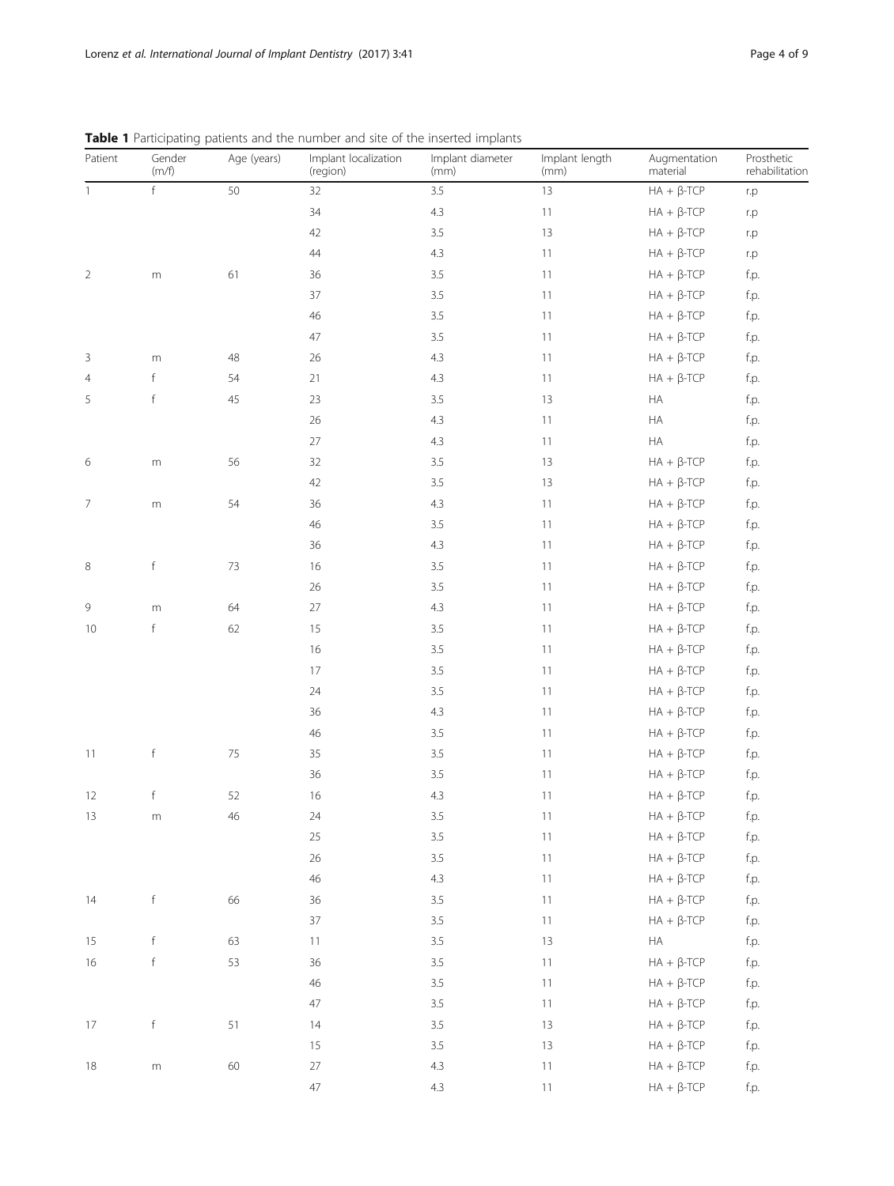**Table 1** Participating patients and the number and site of the inserted implants

| Patient | Gender (m/f) | Age (years) | Implant localization (region) | Implant diameter (mm) | Implant length (mm) | Augmentation material | Prosthetic rehabilitation |
|---|---|---|---|---|---|---|---|
| 1 | f | 50 | 32 | 3.5 | 13 | HA + β-TCP | r.p |
| | | | 34 | 4.3 | 11 | HA + β-TCP | r.p |
| | | | 42 | 3.5 | 13 | HA + β-TCP | r.p |
| | | | 44 | 4.3 | 11 | HA + β-TCP | r.p |
| 2 | m | 61 | 36 | 3.5 | 11 | HA + β-TCP | f.p. |
| | | | 37 | 3.5 | 11 | HA + β-TCP | f.p. |
| | | | 46 | 3.5 | 11 | HA + β-TCP | f.p. |
| | | | 47 | 3.5 | 11 | HA + β-TCP | f.p. |
| 3 | m | 48 | 26 | 4.3 | 11 | HA + β-TCP | f.p. |
| 4 | f | 54 | 21 | 4.3 | 11 | HA + β-TCP | f.p. |
| 5 | f | 45 | 23 | 3.5 | 13 | HA | f.p. |
| | | | 26 | 4.3 | 11 | HA | f.p. |
| | | | 27 | 4.3 | 11 | HA | f.p. |
| 6 | m | 56 | 32 | 3.5 | 13 | HA + β-TCP | f.p. |
| | | | 42 | 3.5 | 13 | HA + β-TCP | f.p. |
| 7 | m | 54 | 36 | 4.3 | 11 | HA + β-TCP | f.p. |
| | | | 46 | 3.5 | 11 | HA + β-TCP | f.p. |
| | | | 36 | 4.3 | 11 | HA + β-TCP | f.p. |
| 8 | f | 73 | 16 | 3.5 | 11 | HA + β-TCP | f.p. |
| | | | 26 | 3.5 | 11 | HA + β-TCP | f.p. |
| 9 | m | 64 | 27 | 4.3 | 11 | HA + β-TCP | f.p. |
| 10 | f | 62 | 15 | 3.5 | 11 | HA + β-TCP | f.p. |
| | | | 16 | 3.5 | 11 | HA + β-TCP | f.p. |
| | | | 17 | 3.5 | 11 | HA + β-TCP | f.p. |
| | | | 24 | 3.5 | 11 | HA + β-TCP | f.p. |
| | | | 36 | 4.3 | 11 | HA + β-TCP | f.p. |
| | | | 46 | 3.5 | 11 | HA + β-TCP | f.p. |
| 11 | f | 75 | 35 | 3.5 | 11 | HA + β-TCP | f.p. |
| | | | 36 | 3.5 | 11 | HA + β-TCP | f.p. |
| 12 | f | 52 | 16 | 4.3 | 11 | HA + β-TCP | f.p. |
| 13 | m | 46 | 24 | 3.5 | 11 | HA + β-TCP | f.p. |
| | | | 25 | 3.5 | 11 | HA + β-TCP | f.p. |
| | | | 26 | 3.5 | 11 | HA + β-TCP | f.p. |
| | | | 46 | 4.3 | 11 | HA + β-TCP | f.p. |
| 14 | f | 66 | 36 | 3.5 | 11 | HA + β-TCP | f.p. |
| | | | 37 | 3.5 | 11 | HA + β-TCP | f.p. |
| 15 | f | 63 | 11 | 3.5 | 13 | HA | f.p. |
| 16 | f | 53 | 36 | 3.5 | 11 | HA + β-TCP | f.p. |
| | | | 46 | 3.5 | 11 | HA + β-TCP | f.p. |
| | | | 47 | 3.5 | 11 | HA + β-TCP | f.p. |
| 17 | f | 51 | 14 | 3.5 | 13 | HA + β-TCP | f.p. |
| | | | 15 | 3.5 | 13 | HA + β-TCP | f.p. |
| 18 | m | 60 | 27 | 4.3 | 11 | HA + β-TCP | f.p. |
| | | | 47 | 4.3 | 11 | HA + β-TCP | f.p. |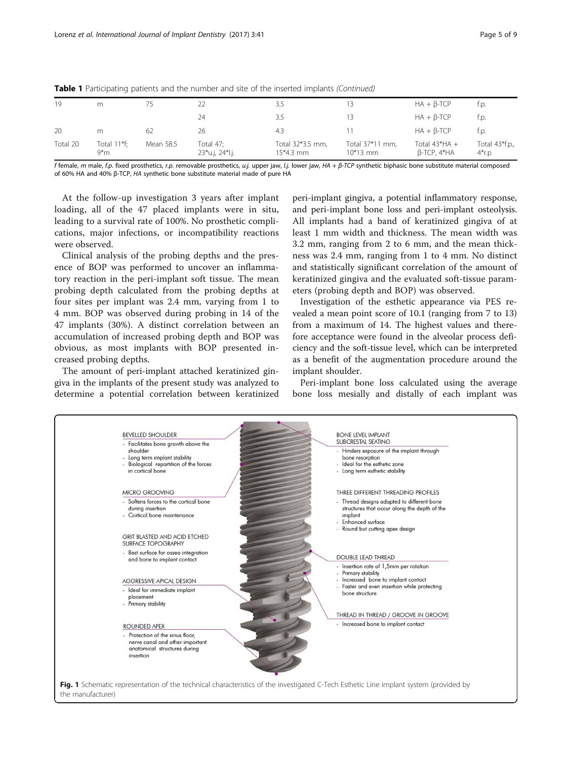**Table 1** Participating patients and the number and site of the inserted implants *(Continued)*

| | | | | | | | |
|---|---|---|---|---|---|---|---|
| 19 | m | 75 | 22 | 3.5 | 13 | HA + β-TCP | f.p. |
| | | | 24 | 3.5 | 13 | HA + β-TCP | f.p. |
| 20 | m | 62 | 26 | 4.3 | 11 | HA + β-TCP | f.p. |
| Total 20 | Total 11*f; 9*m | Mean 58.5 | Total 47; 23*u.j, 24*l.j. | Total 32*3.5 mm, 15*4.3 mm | Total 37*11 mm, 10*13 mm | Total 43*HA + β-TCP, 4*HA | Total 43*f.p., 4*r.p |

*f* female, *m* male, *f.p.* fixed prosthetics, *r.p.* removable prosthetics, *u.j.* upper jaw, *l.j.* lower jaw, *HA + β-TCP* synthetic biphasic bone substitute material composed of 60% HA and 40% β-TCP, *HA* synthetic bone substitute material made of pure HA

At the follow-up investigation 3 years after implant loading, all of the 47 placed implants were in situ, leading to a survival rate of 100%. No prosthetic complications, major infections, or incompatibility reactions were observed.

Clinical analysis of the probing depths and the presence of BOP was performed to uncover an inflammatory reaction in the peri-implant soft tissue. The mean probing depth calculated from the probing depths at four sites per implant was 2.4 mm, varying from 1 to 4 mm. BOP was observed during probing in 14 of the 47 implants (30%). A distinct correlation between an accumulation of increased probing depth and BOP was obvious, as most implants with BOP presented increased probing depths.

The amount of peri-implant attached keratinized gingiva in the implants of the present study was analyzed to determine a potential correlation between keratinized peri-implant gingiva, a potential inflammatory response, and peri-implant bone loss and peri-implant osteolysis. All implants had a band of keratinized gingiva of at least 1 mm width and thickness. The mean width was 3.2 mm, ranging from 2 to 6 mm, and the mean thickness was 2.4 mm, ranging from 1 to 4 mm. No distinct and statistically significant correlation of the amount of keratinized gingiva and the evaluated soft-tissue parameters (probing depth and BOP) was observed.

Investigation of the esthetic appearance via PES revealed a mean point score of 10.1 (ranging from 7 to 13) from a maximum of 14. The highest values and therefore acceptance were found in the alveolar process deficiency and the soft-tissue level, which can be interpreted as a benefit of the augmentation procedure around the implant shoulder.

Peri-implant bone loss calculated using the average bone loss mesially and distally of each implant was

BEVELLED SHOULDER
- Facilitates bone growth above the shoulder
- Long term implant stability
- Biological repartition of the forces in cortical bone

MICRO GROOVING
- Softens forces to the cortical bone during insertion
- Cortical bone maintenance

GRIT BLASTED AND ACID ETCHED SURFACE TOPOGRAPHY
- Best surface for osseo integration and bone to implant contact

AGGRESSIVE APICAL DESIGN
- Ideal for immediate implant placement
- Primary stability

ROUNDED APEX
- Protection of the sinus floor, nerve canal and other important anatomical structures during insertion

BONE LEVEL IMPLANT SUBCRESTAL SEATING
- Hinders exposure of the implant through bone resorption
- Ideal for the esthetic zone
- Long term esthetic stability

THREE DIFFERENT THREADING PROFILES
- Thread designs adapted to different bone structures that occur along the depth of the implant
- Enhanced surface
- Round but cutting apex design

DOUBLE LEAD THREAD
- Insertion rate of 1,5mm per rotation
- Primary stability
- Increased bone to implant contact
- Faster and even insertion while protecting bone structure

THREAD IN THREAD / GROOVE IN GROOVE
- Increased bone to implant contact

**Fig. 1** Schematic representation of the technical characteristics of the investigated C-Tech Esthetic Line implant system (provided by the manufacturer)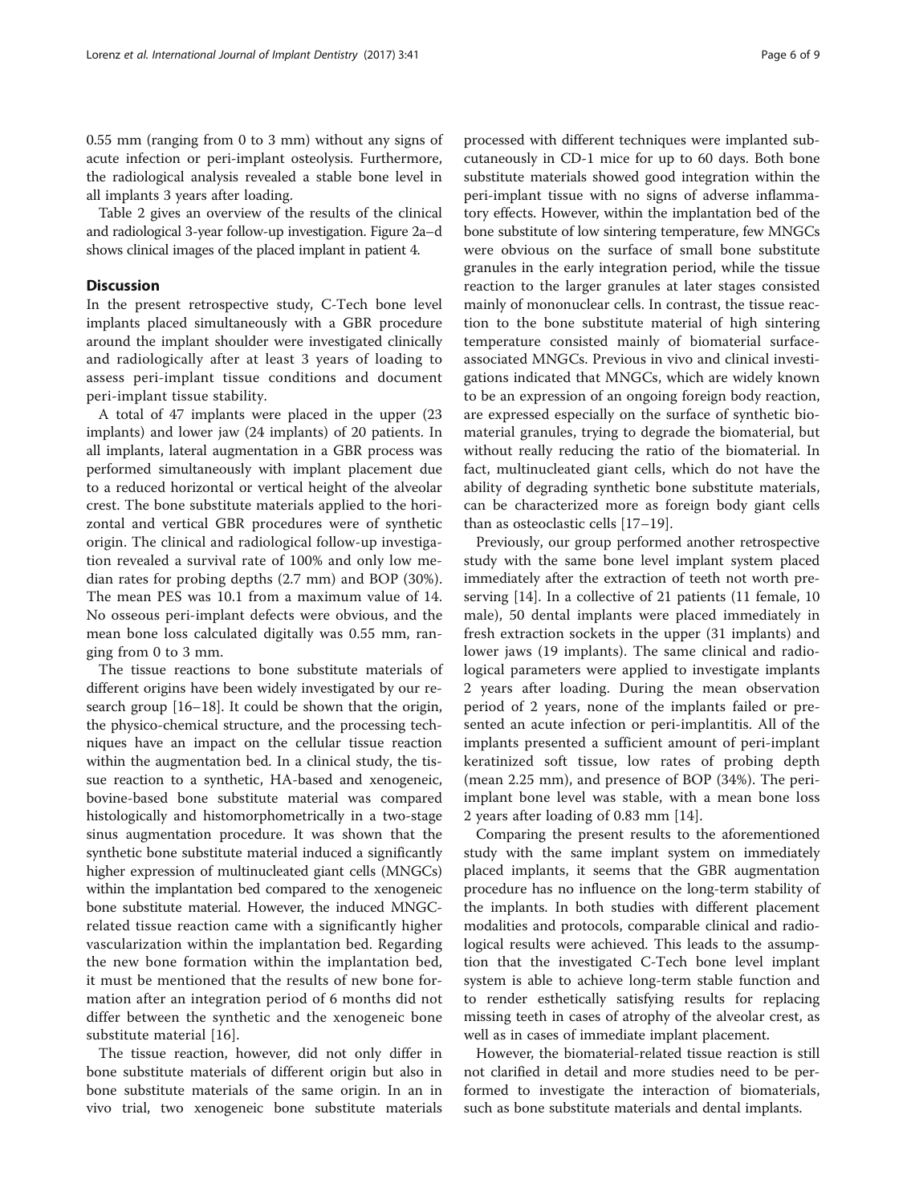0.55 mm (ranging from 0 to 3 mm) without any signs of acute infection or peri-implant osteolysis. Furthermore, the radiological analysis revealed a stable bone level in all implants 3 years after loading.

Table 2 gives an overview of the results of the clinical and radiological 3-year follow-up investigation. Figure 2a–d shows clinical images of the placed implant in patient 4.

## Discussion

In the present retrospective study, C-Tech bone level implants placed simultaneously with a GBR procedure around the implant shoulder were investigated clinically and radiologically after at least 3 years of loading to assess peri-implant tissue conditions and document peri-implant tissue stability.

A total of 47 implants were placed in the upper (23 implants) and lower jaw (24 implants) of 20 patients. In all implants, lateral augmentation in a GBR process was performed simultaneously with implant placement due to a reduced horizontal or vertical height of the alveolar crest. The bone substitute materials applied to the horizontal and vertical GBR procedures were of synthetic origin. The clinical and radiological follow-up investigation revealed a survival rate of 100% and only low median rates for probing depths (2.7 mm) and BOP (30%). The mean PES was 10.1 from a maximum value of 14. No osseous peri-implant defects were obvious, and the mean bone loss calculated digitally was 0.55 mm, ranging from 0 to 3 mm.

The tissue reactions to bone substitute materials of different origins have been widely investigated by our research group [16–18]. It could be shown that the origin, the physico-chemical structure, and the processing techniques have an impact on the cellular tissue reaction within the augmentation bed. In a clinical study, the tissue reaction to a synthetic, HA-based and xenogeneic, bovine-based bone substitute material was compared histologically and histomorphometrically in a two-stage sinus augmentation procedure. It was shown that the synthetic bone substitute material induced a significantly higher expression of multinucleated giant cells (MNGCs) within the implantation bed compared to the xenogeneic bone substitute material. However, the induced MNGC-related tissue reaction came with a significantly higher vascularization within the implantation bed. Regarding the new bone formation within the implantation bed, it must be mentioned that the results of new bone formation after an integration period of 6 months did not differ between the synthetic and the xenogeneic bone substitute material [16].

The tissue reaction, however, did not only differ in bone substitute materials of different origin but also in bone substitute materials of the same origin. In an in vivo trial, two xenogeneic bone substitute materials processed with different techniques were implanted subcutaneously in CD-1 mice for up to 60 days. Both bone substitute materials showed good integration within the peri-implant tissue with no signs of adverse inflammatory effects. However, within the implantation bed of the bone substitute of low sintering temperature, few MNGCs were obvious on the surface of small bone substitute granules in the early integration period, while the tissue reaction to the larger granules at later stages consisted mainly of mononuclear cells. In contrast, the tissue reaction to the bone substitute material of high sintering temperature consisted mainly of biomaterial surface-associated MNGCs. Previous in vivo and clinical investigations indicated that MNGCs, which are widely known to be an expression of an ongoing foreign body reaction, are expressed especially on the surface of synthetic biomaterial granules, trying to degrade the biomaterial, but without really reducing the ratio of the biomaterial. In fact, multinucleated giant cells, which do not have the ability of degrading synthetic bone substitute materials, can be characterized more as foreign body giant cells than as osteoclastic cells [17–19].

Previously, our group performed another retrospective study with the same bone level implant system placed immediately after the extraction of teeth not worth preserving [14]. In a collective of 21 patients (11 female, 10 male), 50 dental implants were placed immediately in fresh extraction sockets in the upper (31 implants) and lower jaws (19 implants). The same clinical and radiological parameters were applied to investigate implants 2 years after loading. During the mean observation period of 2 years, none of the implants failed or presented an acute infection or peri-implantitis. All of the implants presented a sufficient amount of peri-implant keratinized soft tissue, low rates of probing depth (mean 2.25 mm), and presence of BOP (34%). The peri-implant bone level was stable, with a mean bone loss 2 years after loading of 0.83 mm [14].

Comparing the present results to the aforementioned study with the same implant system on immediately placed implants, it seems that the GBR augmentation procedure has no influence on the long-term stability of the implants. In both studies with different placement modalities and protocols, comparable clinical and radiological results were achieved. This leads to the assumption that the investigated C-Tech bone level implant system is able to achieve long-term stable function and to render esthetically satisfying results for replacing missing teeth in cases of atrophy of the alveolar crest, as well as in cases of immediate implant placement.

However, the biomaterial-related tissue reaction is still not clarified in detail and more studies need to be performed to investigate the interaction of biomaterials, such as bone substitute materials and dental implants.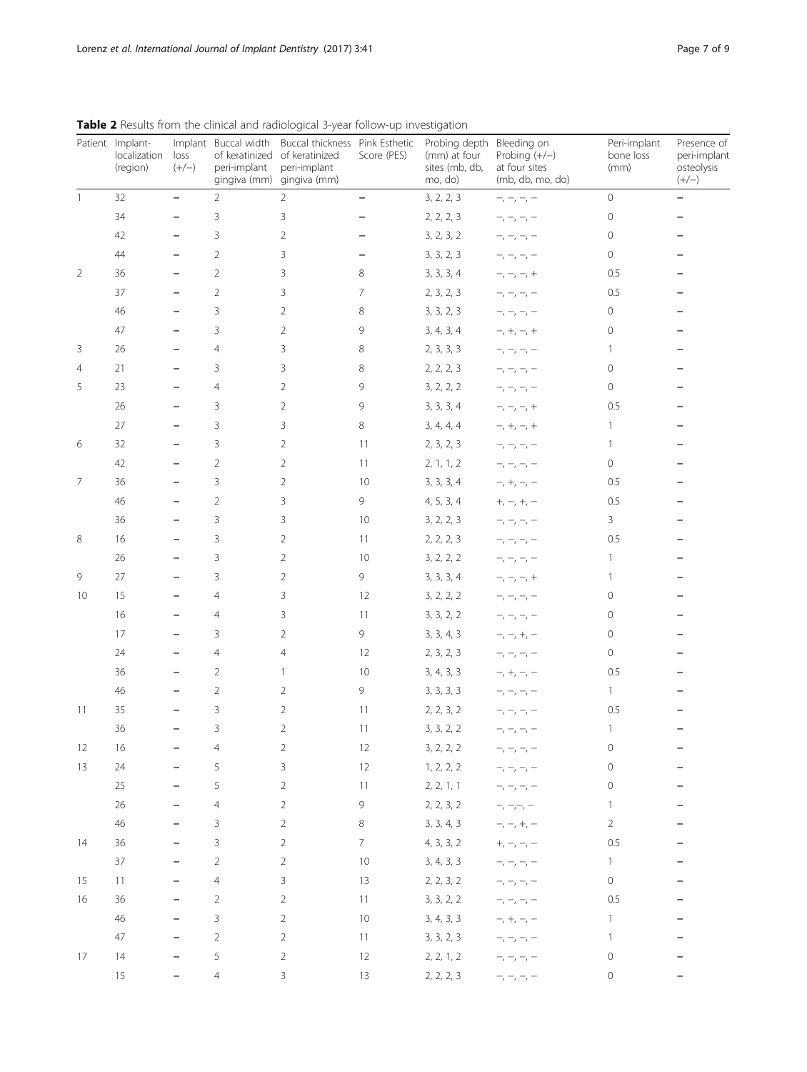**Table 2** Results from the clinical and radiological 3-year follow-up investigation

| Patient | Implant-localization (region) | Implant loss (+/−) | Buccal width of keratinized peri-implant gingiva (mm) | Buccal thickness of keratinized peri-implant gingiva (mm) | Pink Esthetic Score (PES) | Probing depth (mm) at four sites (mb, db, mo, do) | Bleeding on Probing (+/−) at four sites (mb, db, mo, do) | Peri-implant bone loss (mm) | Presence of peri-implant osteolysis (+/−) |
|---|---|---|---|---|---|---|---|---|---|
| 1 | 32 | − | 2 | 2 | − | 3, 2, 2, 3 | −, −, −, − | 0 | − |
| | 34 | − | 3 | 3 | − | 2, 2, 2, 3 | −, −, −, − | 0 | − |
| | 42 | − | 3 | 2 | − | 3, 2, 3, 2 | −, −, −, − | 0 | − |
| | 44 | − | 2 | 3 | − | 3, 3, 2, 3 | −, −, −, − | 0 | − |
| 2 | 36 | − | 2 | 3 | 8 | 3, 3, 3, 4 | −, −, −, + | 0.5 | − |
| | 37 | − | 2 | 3 | 7 | 2, 3, 2, 3 | −, −, −, − | 0.5 | − |
| | 46 | − | 3 | 2 | 8 | 3, 3, 2, 3 | −, −, −, − | 0 | − |
| | 47 | − | 3 | 2 | 9 | 3, 4, 3, 4 | −, +, −, + | 0 | − |
| 3 | 26 | − | 4 | 3 | 8 | 2, 3, 3, 3 | −, −, −, − | 1 | − |
| 4 | 21 | − | 3 | 3 | 8 | 2, 2, 2, 3 | −, −, −, − | 0 | − |
| 5 | 23 | − | 4 | 2 | 9 | 3, 2, 2, 2 | −, −, −, − | 0 | − |
| | 26 | − | 3 | 2 | 9 | 3, 3, 3, 4 | −, −, −, + | 0.5 | − |
| | 27 | − | 3 | 3 | 8 | 3, 4, 4, 4 | −, +, −, + | 1 | − |
| 6 | 32 | − | 3 | 2 | 11 | 2, 3, 2, 3 | −, −, −, − | 1 | − |
| | 42 | − | 2 | 2 | 11 | 2, 1, 1, 2 | −, −, −, − | 0 | − |
| 7 | 36 | − | 3 | 2 | 10 | 3, 3, 3, 4 | −, +, −, − | 0.5 | − |
| | 46 | − | 2 | 3 | 9 | 4, 5, 3, 4 | +, −, +, − | 0.5 | − |
| | 36 | − | 3 | 3 | 10 | 3, 2, 2, 3 | −, −, −, − | 3 | − |
| 8 | 16 | − | 3 | 2 | 11 | 2, 2, 2, 3 | −, −, −, − | 0.5 | − |
| | 26 | − | 3 | 2 | 10 | 3, 2, 2, 2 | −, −, −, − | 1 | − |
| 9 | 27 | − | 3 | 2 | 9 | 3, 3, 3, 4 | −, −, −, + | 1 | − |
| 10 | 15 | − | 4 | 3 | 12 | 3, 2, 2, 2 | −, −, −, − | 0 | − |
| | 16 | − | 4 | 3 | 11 | 3, 3, 2, 2 | −, −, −, − | 0 | − |
| | 17 | − | 3 | 2 | 9 | 3, 3, 4, 3 | −, −, +, − | 0 | − |
| | 24 | − | 4 | 4 | 12 | 2, 3, 2, 3 | −, −, −, − | 0 | − |
| | 36 | − | 2 | 1 | 10 | 3, 4, 3, 3 | −, +, −, − | 0.5 | − |
| | 46 | − | 2 | 2 | 9 | 3, 3, 3, 3 | −, −, −, − | 1 | − |
| 11 | 35 | − | 3 | 2 | 11 | 2, 2, 3, 2 | −, −, −, − | 0.5 | − |
| | 36 | − | 3 | 2 | 11 | 3, 3, 2, 2 | −, −, −, − | 1 | − |
| 12 | 16 | − | 4 | 2 | 12 | 3, 2, 2, 2 | −, −, −, − | 0 | − |
| 13 | 24 | − | 5 | 3 | 12 | 1, 2, 2, 2 | −, −, −, − | 0 | − |
| | 25 | − | 5 | 2 | 11 | 2, 2, 1, 1 | −, −, −, − | 0 | − |
| | 26 | − | 4 | 2 | 9 | 2, 2, 3, 2 | −, −,−, − | 1 | − |
| | 46 | − | 3 | 2 | 8 | 3, 3, 4, 3 | −, −, +, − | 2 | − |
| 14 | 36 | − | 3 | 2 | 7 | 4, 3, 3, 2 | +, −, −, − | 0.5 | − |
| | 37 | − | 2 | 2 | 10 | 3, 4, 3, 3 | −, −, −, − | 1 | − |
| 15 | 11 | − | 4 | 3 | 13 | 2, 2, 3, 2 | −, −, −, − | 0 | − |
| 16 | 36 | − | 2 | 2 | 11 | 3, 3, 2, 2 | −, −, −, − | 0.5 | − |
| | 46 | − | 3 | 2 | 10 | 3, 4, 3, 3 | −, +, −, − | 1 | − |
| | 47 | − | 2 | 2 | 11 | 3, 3, 2, 3 | −, −, −, − | 1 | − |
| 17 | 14 | − | 5 | 2 | 12 | 2, 2, 1, 2 | −, −, −, − | 0 | − |
| | 15 | − | 4 | 3 | 13 | 2, 2, 2, 3 | −, −, −, − | 0 | − |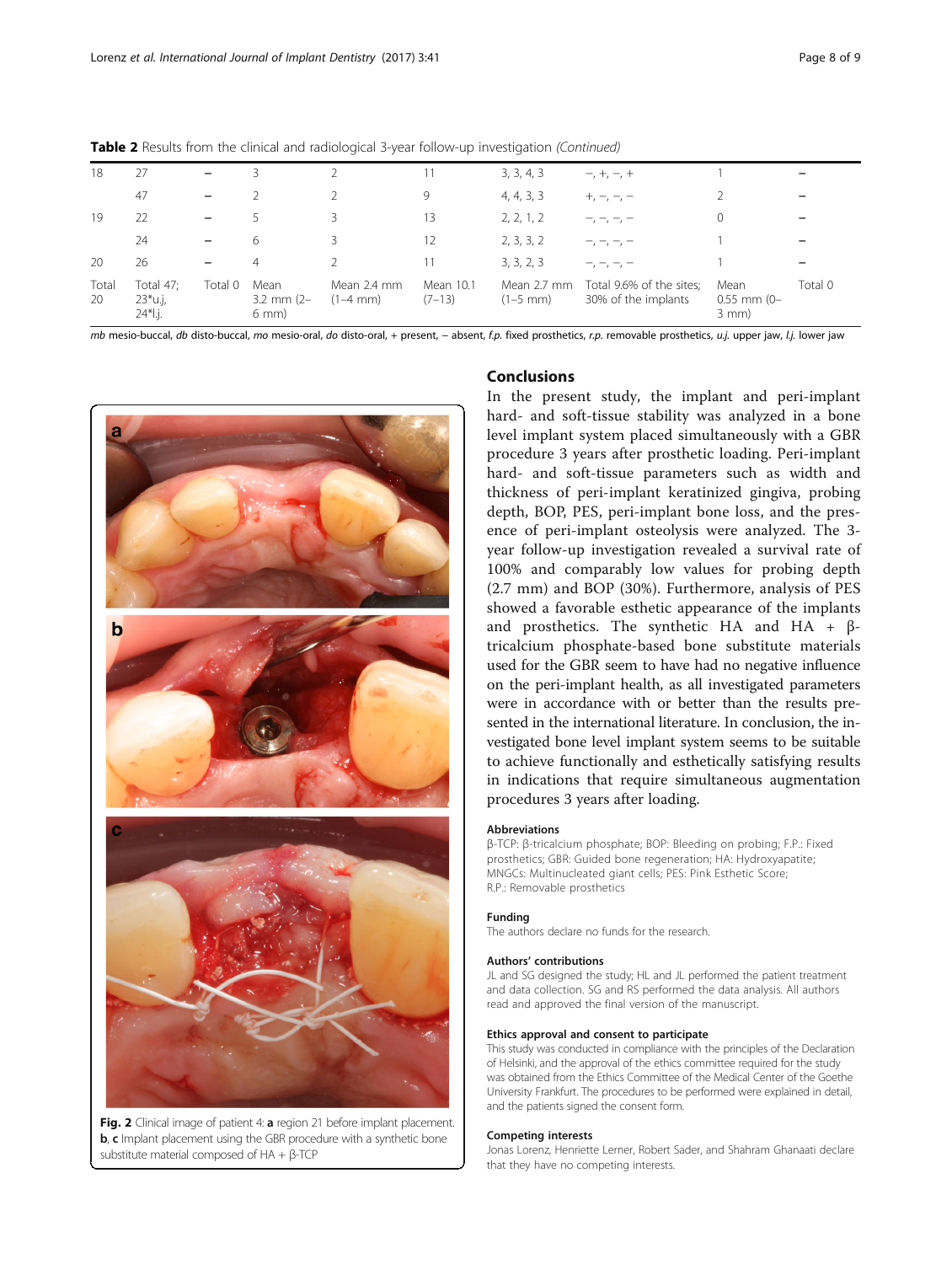**Table 2** Results from the clinical and radiological 3-year follow-up investigation *(Continued)*

| | | | | | | | | | |
|---|---|---|---|---|---|---|---|---|---|
| 18 | 27 | – | 3 | 2 | 11 | 3, 3, 4, 3 | –, +, –, + | 1 | – |
| | 47 | – | 2 | 2 | 9 | 4, 4, 3, 3 | +, –, –, – | 2 | – |
| 19 | 22 | – | 5 | 3 | 13 | 2, 2, 1, 2 | –, –, –, – | 0 | – |
| | 24 | – | 6 | 3 | 12 | 2, 3, 3, 2 | –, –, –, – | 1 | – |
| 20 | 26 | – | 4 | 2 | 11 | 3, 3, 2, 3 | –, –, –, – | 1 | – |
| Total 20 | Total 47; 23*u.j, 24*l.j. | Total 0 | Mean 3.2 mm (2–6 mm) | Mean 2.4 mm (1–4 mm) | Mean 10.1 (7–13) | Mean 2.7 mm (1–5 mm) | Total 9.6% of the sites; 30% of the implants | Mean 0.55 mm (0–3 mm) | Total 0 |

*mb* mesio-buccal, *db* disto-buccal, *mo* mesio-oral, *do* disto-oral, + present, – absent, *f.p.* fixed prosthetics, *r.p.* removable prosthetics, *u.j.* upper jaw, *l.j.* lower jaw

**Fig. 2** Clinical image of patient 4: **a** region 21 before implant placement. **b**, **c** Implant placement using the GBR procedure with a synthetic bone substitute material composed of HA + β-TCP

## Conclusions

In the present study, the implant and peri-implant hard- and soft-tissue stability was analyzed in a bone level implant system placed simultaneously with a GBR procedure 3 years after prosthetic loading. Peri-implant hard- and soft-tissue parameters such as width and thickness of peri-implant keratinized gingiva, probing depth, BOP, PES, peri-implant bone loss, and the presence of peri-implant osteolysis were analyzed. The 3-year follow-up investigation revealed a survival rate of 100% and comparably low values for probing depth (2.7 mm) and BOP (30%). Furthermore, analysis of PES showed a favorable esthetic appearance of the implants and prosthetics. The synthetic HA and HA + β-tricalcium phosphate-based bone substitute materials used for the GBR seem to have had no negative influence on the peri-implant health, as all investigated parameters were in accordance with or better than the results presented in the international literature. In conclusion, the investigated bone level implant system seems to be suitable to achieve functionally and esthetically satisfying results in indications that require simultaneous augmentation procedures 3 years after loading.

### Abbreviations

β-TCP: β-tricalcium phosphate; BOP: Bleeding on probing; F.P.: Fixed prosthetics; GBR: Guided bone regeneration; HA: Hydroxyapatite; MNGCs: Multinucleated giant cells; PES: Pink Esthetic Score; R.P.: Removable prosthetics

### Funding

The authors declare no funds for the research.

### Authors' contributions

JL and SG designed the study; HL and JL performed the patient treatment and data collection. SG and RS performed the data analysis. All authors read and approved the final version of the manuscript.

### Ethics approval and consent to participate

This study was conducted in compliance with the principles of the Declaration of Helsinki, and the approval of the ethics committee required for the study was obtained from the Ethics Committee of the Medical Center of the Goethe University Frankfurt. The procedures to be performed were explained in detail, and the patients signed the consent form.

### Competing interests

Jonas Lorenz, Henriette Lerner, Robert Sader, and Shahram Ghanaati declare that they have no competing interests.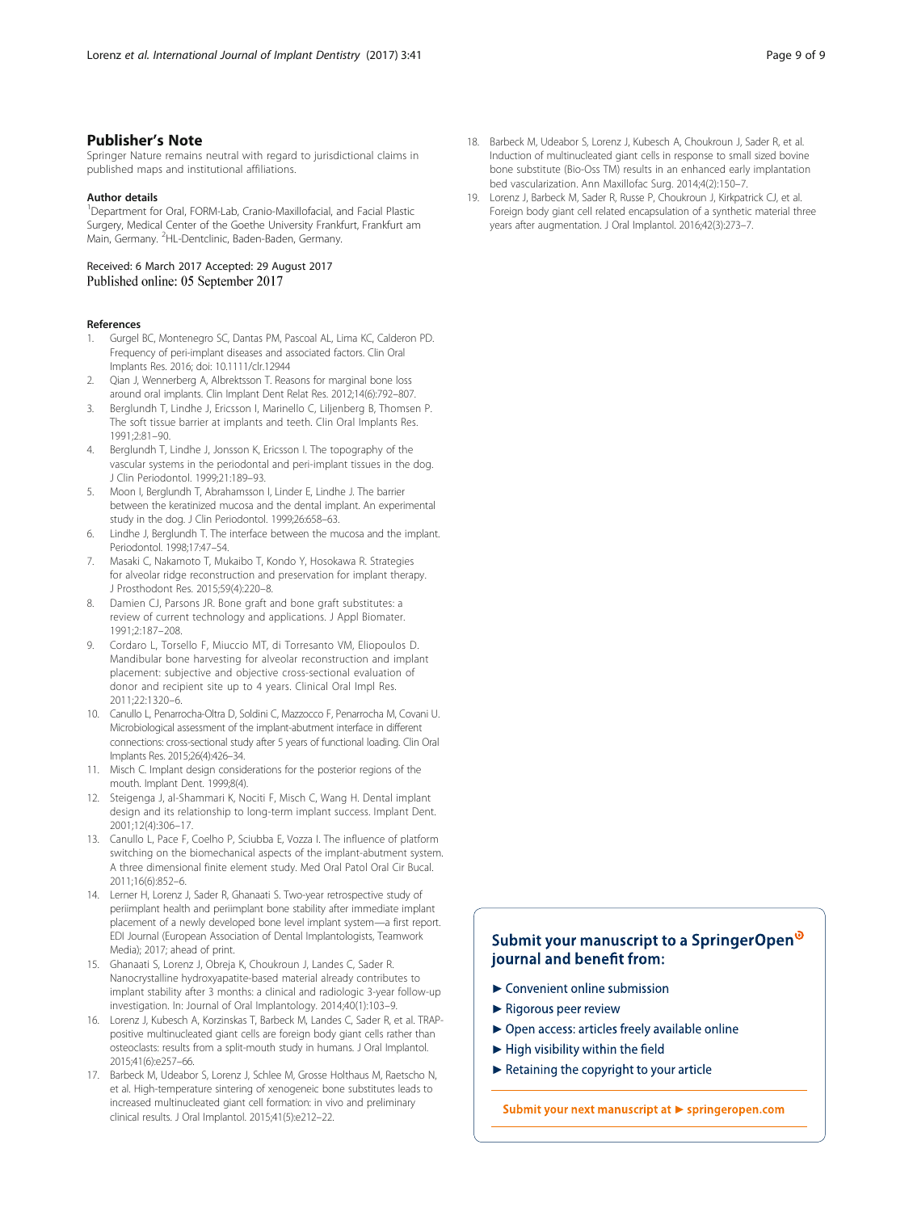## Publisher's Note

Springer Nature remains neutral with regard to jurisdictional claims in published maps and institutional affiliations.

### Author details

[1]Department for Oral, FORM-Lab, Cranio-Maxillofacial, and Facial Plastic Surgery, Medical Center of the Goethe University Frankfurt, Frankfurt am Main, Germany. [2]HL-Dentclinic, Baden-Baden, Germany.

Received: 6 March 2017 Accepted: 29 August 2017
Published online: 05 September 2017

### References

1. Gurgel BC, Montenegro SC, Dantas PM, Pascoal AL, Lima KC, Calderon PD. Frequency of peri-implant diseases and associated factors. Clin Oral Implants Res. 2016; doi: 10.1111/clr.12944
2. Qian J, Wennerberg A, Albrektsson T. Reasons for marginal bone loss around oral implants. Clin Implant Dent Relat Res. 2012;14(6):792–807.
3. Berglundh T, Lindhe J, Ericsson I, Marinello C, Liljenberg B, Thomsen P. The soft tissue barrier at implants and teeth. Clin Oral Implants Res. 1991;2:81–90.
4. Berglundh T, Lindhe J, Jonsson K, Ericsson I. The topography of the vascular systems in the periodontal and peri-implant tissues in the dog. J Clin Periodontol. 1999;21:189–93.
5. Moon I, Berglundh T, Abrahamsson I, Linder E, Lindhe J. The barrier between the keratinized mucosa and the dental implant. An experimental study in the dog. J Clin Periodontol. 1999;26:658–63.
6. Lindhe J, Berglundh T. The interface between the mucosa and the implant. Periodontol. 1998;17:47–54.
7. Masaki C, Nakamoto T, Mukaibo T, Kondo Y, Hosokawa R. Strategies for alveolar ridge reconstruction and preservation for implant therapy. J Prosthodont Res. 2015;59(4):220–8.
8. Damien CJ, Parsons JR. Bone graft and bone graft substitutes: a review of current technology and applications. J Appl Biomater. 1991;2:187–208.
9. Cordaro L, Torsello F, Miuccio MT, di Torresanto VM, Eliopoulos D. Mandibular bone harvesting for alveolar reconstruction and implant placement: subjective and objective cross-sectional evaluation of donor and recipient site up to 4 years. Clinical Oral Impl Res. 2011;22:1320–6.
10. Canullo L, Penarrocha-Oltra D, Soldini C, Mazzocco F, Penarrocha M, Covani U. Microbiological assessment of the implant-abutment interface in different connections: cross-sectional study after 5 years of functional loading. Clin Oral Implants Res. 2015;26(4):426–34.
11. Misch C. Implant design considerations for the posterior regions of the mouth. Implant Dent. 1999;8(4).
12. Steigenga J, al-Shammari K, Nociti F, Misch C, Wang H. Dental implant design and its relationship to long-term implant success. Implant Dent. 2001;12(4):306–17.
13. Canullo L, Pace F, Coelho P, Sciubba E, Vozza I. The influence of platform switching on the biomechanical aspects of the implant-abutment system. A three dimensional finite element study. Med Oral Patol Oral Cir Bucal. 2011;16(6):852–6.
14. Lerner H, Lorenz J, Sader R, Ghanaati S. Two-year retrospective study of periimplant health and periimplant bone stability after immediate implant placement of a newly developed bone level implant system—a first report. EDI Journal (European Association of Dental Implantologists, Teamwork Media); 2017; ahead of print.
15. Ghanaati S, Lorenz J, Obreja K, Choukroun J, Landes C, Sader R. Nanocrystalline hydroxyapatite-based material already contributes to implant stability after 3 months: a clinical and radiologic 3-year follow-up investigation. In: Journal of Oral Implantology. 2014;40(1):103–9.
16. Lorenz J, Kubesch A, Korzinskas T, Barbeck M, Landes C, Sader R, et al. TRAP-positive multinucleated giant cells are foreign body giant cells rather than osteoclasts: results from a split-mouth study in humans. J Oral Implantol. 2015;41(6):e257–66.
17. Barbeck M, Udeabor S, Lorenz J, Schlee M, Grosse Holthaus M, Raetscho N, et al. High-temperature sintering of xenogeneic bone substitutes leads to increased multinucleated giant cell formation: in vivo and preliminary clinical results. J Oral Implantol. 2015;41(5):e212–22.
18. Barbeck M, Udeabor S, Lorenz J, Kubesch A, Choukroun J, Sader R, et al. Induction of multinucleated giant cells in response to small sized bovine bone substitute (Bio-Oss TM) results in an enhanced early implantation bed vascularization. Ann Maxillofac Surg. 2014;4(2):150–7.
19. Lorenz J, Barbeck M, Sader R, Russe P, Choukroun J, Kirkpatrick CJ, et al. Foreign body giant cell related encapsulation of a synthetic material three years after augmentation. J Oral Implantol. 2016;42(3):273–7.

**Submit your manuscript to a SpringerOpen journal and benefit from:**

- ► Convenient online submission
- ► Rigorous peer review
- ► Open access: articles freely available online
- ► High visibility within the field
- ► Retaining the copyright to your article

Submit your next manuscript at ► springeropen.com